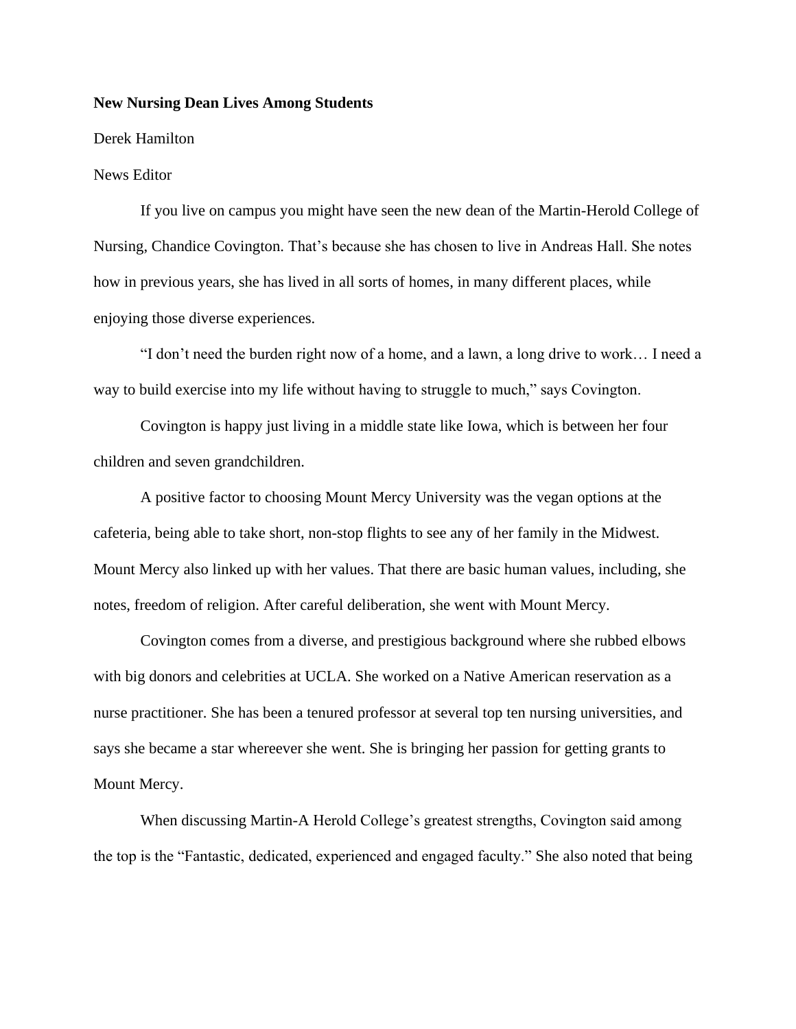**New Nursing Dean Lives Among Students**

Derek Hamilton

News Editor

If you live on campus you might have seen the new dean of the Martin-Herold College of Nursing, Chandice Covington. That's because she has chosen to live in Andreas Hall. She notes how in previous years, she has lived in all sorts of homes, in many different places, while enjoying those diverse experiences.

"I don't need the burden right now of a home, and a lawn, a long drive to work… I need a way to build exercise into my life without having to struggle to much," says Covington.

Covington is happy just living in a middle state like Iowa, which is between her four children and seven grandchildren.

A positive factor to choosing Mount Mercy University was the vegan options at the cafeteria, being able to take short, non-stop flights to see any of her family in the Midwest. Mount Mercy also linked up with her values. That there are basic human values, including, she notes, freedom of religion. After careful deliberation, she went with Mount Mercy.

Covington comes from a diverse, and prestigious background where she rubbed elbows with big donors and celebrities at UCLA. She worked on a Native American reservation as a nurse practitioner. She has been a tenured professor at several top ten nursing universities, and says she became a star whereever she went. She is bringing her passion for getting grants to Mount Mercy.

When discussing Martin-A Herold College's greatest strengths, Covington said among the top is the "Fantastic, dedicated, experienced and engaged faculty." She also noted that being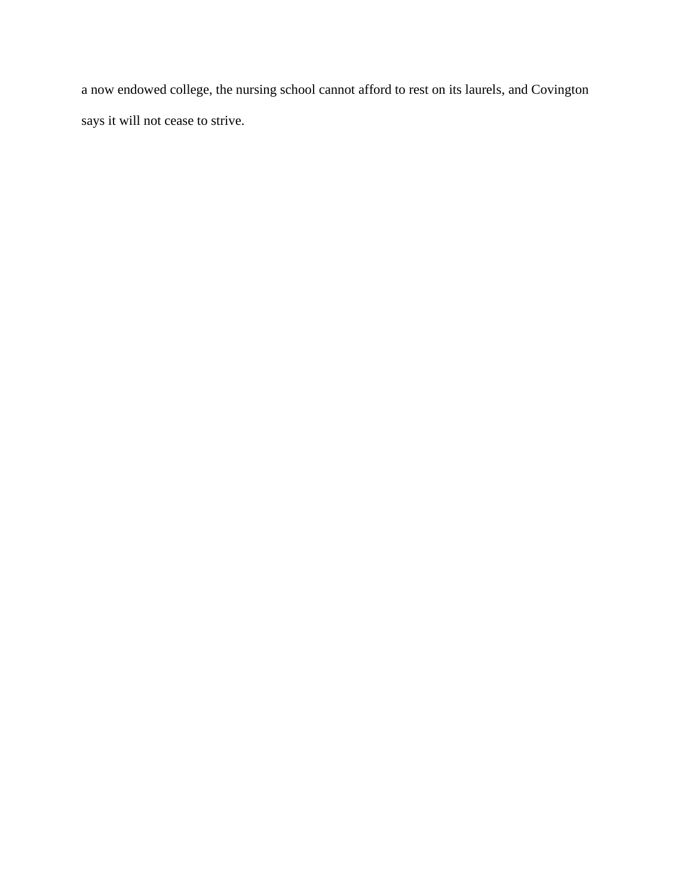a now endowed college, the nursing school cannot afford to rest on its laurels, and Covington says it will not cease to strive.